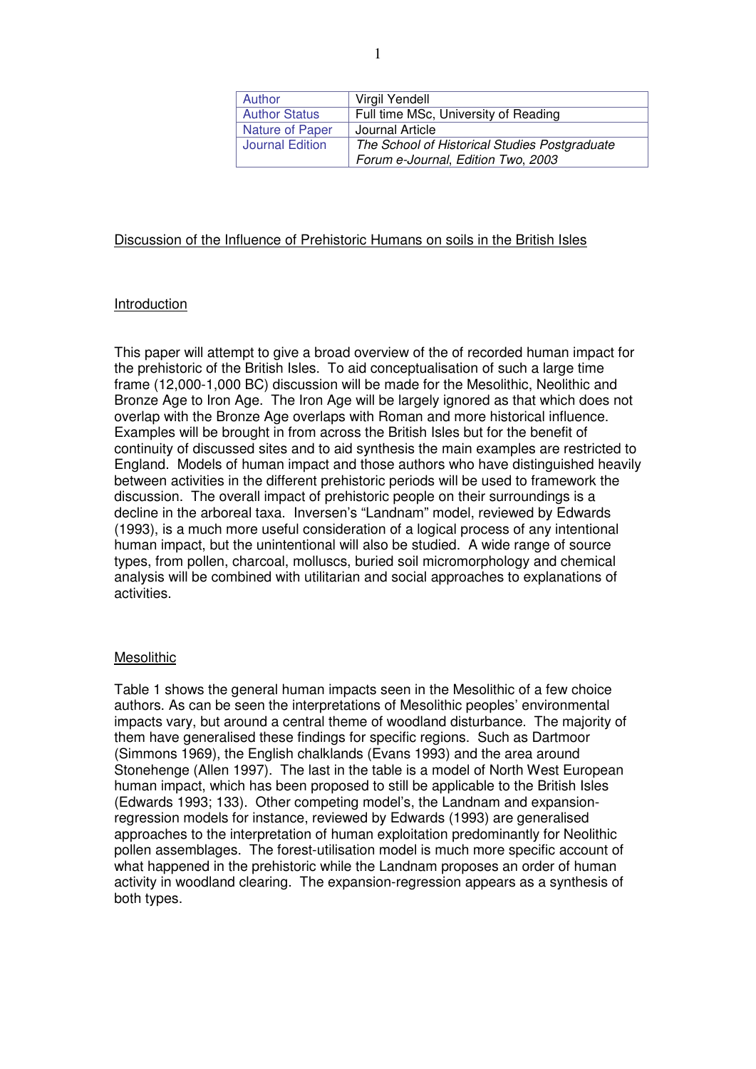| Author | Virgil Yendell |
|---|---|
| Author Status | Full time MSc, University of Reading |
| Nature of Paper | Journal Article |
| Journal Edition | *The School of Historical Studies Postgraduate Forum e-Journal*, *Edition Two, 2003* |

# Discussion of the Influence of Prehistoric Humans on soils in the British Isles

## Introduction

This paper will attempt to give a broad overview of the of recorded human impact for the prehistoric of the British Isles. To aid conceptualisation of such a large time frame (12,000-1,000 BC) discussion will be made for the Mesolithic, Neolithic and Bronze Age to Iron Age. The Iron Age will be largely ignored as that which does not overlap with the Bronze Age overlaps with Roman and more historical influence. Examples will be brought in from across the British Isles but for the benefit of continuity of discussed sites and to aid synthesis the main examples are restricted to England. Models of human impact and those authors who have distinguished heavily between activities in the different prehistoric periods will be used to framework the discussion. The overall impact of prehistoric people on their surroundings is a decline in the arboreal taxa. Inversen's "Landnam" model, reviewed by Edwards (1993), is a much more useful consideration of a logical process of any intentional human impact, but the unintentional will also be studied. A wide range of source types, from pollen, charcoal, molluscs, buried soil micromorphology and chemical analysis will be combined with utilitarian and social approaches to explanations of activities.

## Mesolithic

Table 1 shows the general human impacts seen in the Mesolithic of a few choice authors. As can be seen the interpretations of Mesolithic peoples' environmental impacts vary, but around a central theme of woodland disturbance. The majority of them have generalised these findings for specific regions. Such as Dartmoor (Simmons 1969), the English chalklands (Evans 1993) and the area around Stonehenge (Allen 1997). The last in the table is a model of North West European human impact, which has been proposed to still be applicable to the British Isles (Edwards 1993; 133). Other competing model's, the Landnam and expansion-regression models for instance, reviewed by Edwards (1993) are generalised approaches to the interpretation of human exploitation predominantly for Neolithic pollen assemblages. The forest-utilisation model is much more specific account of what happened in the prehistoric while the Landnam proposes an order of human activity in woodland clearing. The expansion-regression appears as a synthesis of both types.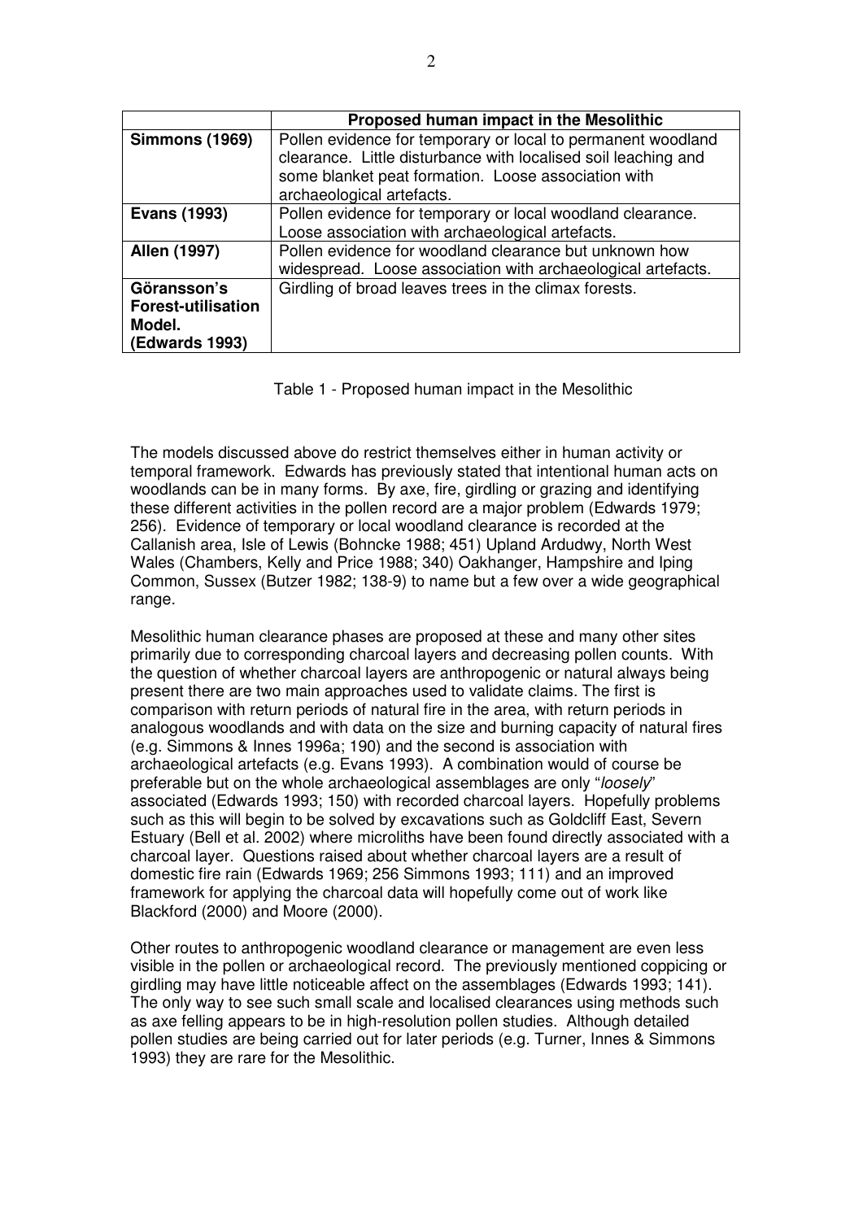| | **Proposed human impact in the Mesolithic** |
|---|---|
| **Simmons (1969)** | Pollen evidence for temporary or local to permanent woodland clearance. Little disturbance with localised soil leaching and some blanket peat formation. Loose association with archaeological artefacts. |
| **Evans (1993)** | Pollen evidence for temporary or local woodland clearance. Loose association with archaeological artefacts. |
| **Allen (1997)** | Pollen evidence for woodland clearance but unknown how widespread. Loose association with archaeological artefacts. |
| **Göransson's Forest-utilisation Model. (Edwards 1993)** | Girdling of broad leaves trees in the climax forests. |

Table 1 - Proposed human impact in the Mesolithic

The models discussed above do restrict themselves either in human activity or temporal framework. Edwards has previously stated that intentional human acts on woodlands can be in many forms. By axe, fire, girdling or grazing and identifying these different activities in the pollen record are a major problem (Edwards 1979; 256). Evidence of temporary or local woodland clearance is recorded at the Callanish area, Isle of Lewis (Bohncke 1988; 451) Upland Ardudwy, North West Wales (Chambers, Kelly and Price 1988; 340) Oakhanger, Hampshire and Iping Common, Sussex (Butzer 1982; 138-9) to name but a few over a wide geographical range.

Mesolithic human clearance phases are proposed at these and many other sites primarily due to corresponding charcoal layers and decreasing pollen counts. With the question of whether charcoal layers are anthropogenic or natural always being present there are two main approaches used to validate claims. The first is comparison with return periods of natural fire in the area, with return periods in analogous woodlands and with data on the size and burning capacity of natural fires (e.g. Simmons & Innes 1996a; 190) and the second is association with archaeological artefacts (e.g. Evans 1993). A combination would of course be preferable but on the whole archaeological assemblages are only "*loosely*" associated (Edwards 1993; 150) with recorded charcoal layers. Hopefully problems such as this will begin to be solved by excavations such as Goldcliff East, Severn Estuary (Bell et al. 2002) where microliths have been found directly associated with a charcoal layer. Questions raised about whether charcoal layers are a result of domestic fire rain (Edwards 1969; 256 Simmons 1993; 111) and an improved framework for applying the charcoal data will hopefully come out of work like Blackford (2000) and Moore (2000).

Other routes to anthropogenic woodland clearance or management are even less visible in the pollen or archaeological record. The previously mentioned coppicing or girdling may have little noticeable affect on the assemblages (Edwards 1993; 141). The only way to see such small scale and localised clearances using methods such as axe felling appears to be in high-resolution pollen studies. Although detailed pollen studies are being carried out for later periods (e.g. Turner, Innes & Simmons 1993) they are rare for the Mesolithic.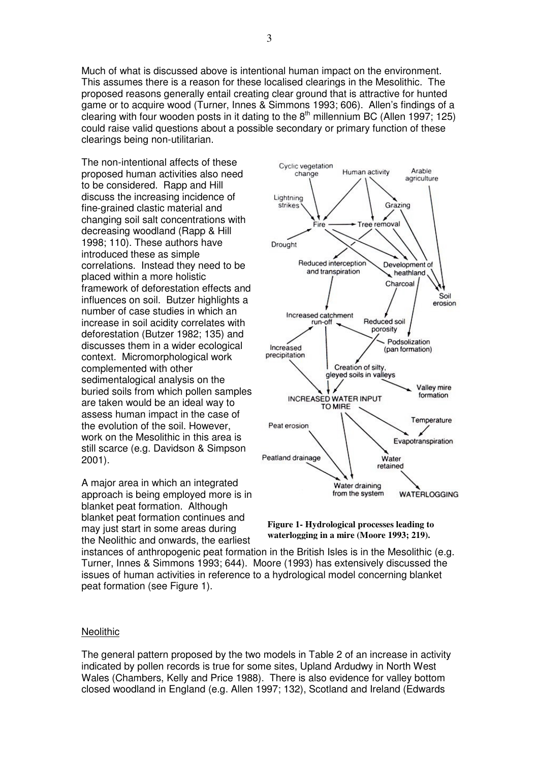Much of what is discussed above is intentional human impact on the environment. This assumes there is a reason for these localised clearings in the Mesolithic. The proposed reasons generally entail creating clear ground that is attractive for hunted game or to acquire wood (Turner, Innes & Simmons 1993; 606). Allen's findings of a clearing with four wooden posts in it dating to the 8th millennium BC (Allen 1997; 125) could raise valid questions about a possible secondary or primary function of these clearings being non-utilitarian.

The non-intentional affects of these proposed human activities also need to be considered. Rapp and Hill discuss the increasing incidence of fine-grained clastic material and changing soil salt concentrations with decreasing woodland (Rapp & Hill 1998; 110). These authors have introduced these as simple correlations. Instead they need to be placed within a more holistic framework of deforestation effects and influences on soil. Butzer highlights a number of case studies in which an increase in soil acidity correlates with deforestation (Butzer 1982; 135) and discusses them in a wider ecological context. Micromorphological work complemented with other sedimentalogical analysis on the buried soils from which pollen samples are taken would be an ideal way to assess human impact in the case of the evolution of the soil. However, work on the Mesolithic in this area is still scarce (e.g. Davidson & Simpson 2001).

A major area in which an integrated approach is being employed more is in blanket peat formation. Although blanket peat formation continues and may just start in some areas during the Neolithic and onwards, the earliest instances of anthropogenic peat formation in the British Isles is in the Mesolithic (e.g. Turner, Innes & Simmons 1993; 644). Moore (1993) has extensively discussed the issues of human activities in reference to a hydrological model concerning blanket peat formation (see Figure 1).

**Figure 1- Hydrological processes leading to waterlogging in a mire (Moore 1993; 219).**

## Neolithic

The general pattern proposed by the two models in Table 2 of an increase in activity indicated by pollen records is true for some sites, Upland Ardudwy in North West Wales (Chambers, Kelly and Price 1988). There is also evidence for valley bottom closed woodland in England (e.g. Allen 1997; 132), Scotland and Ireland (Edwards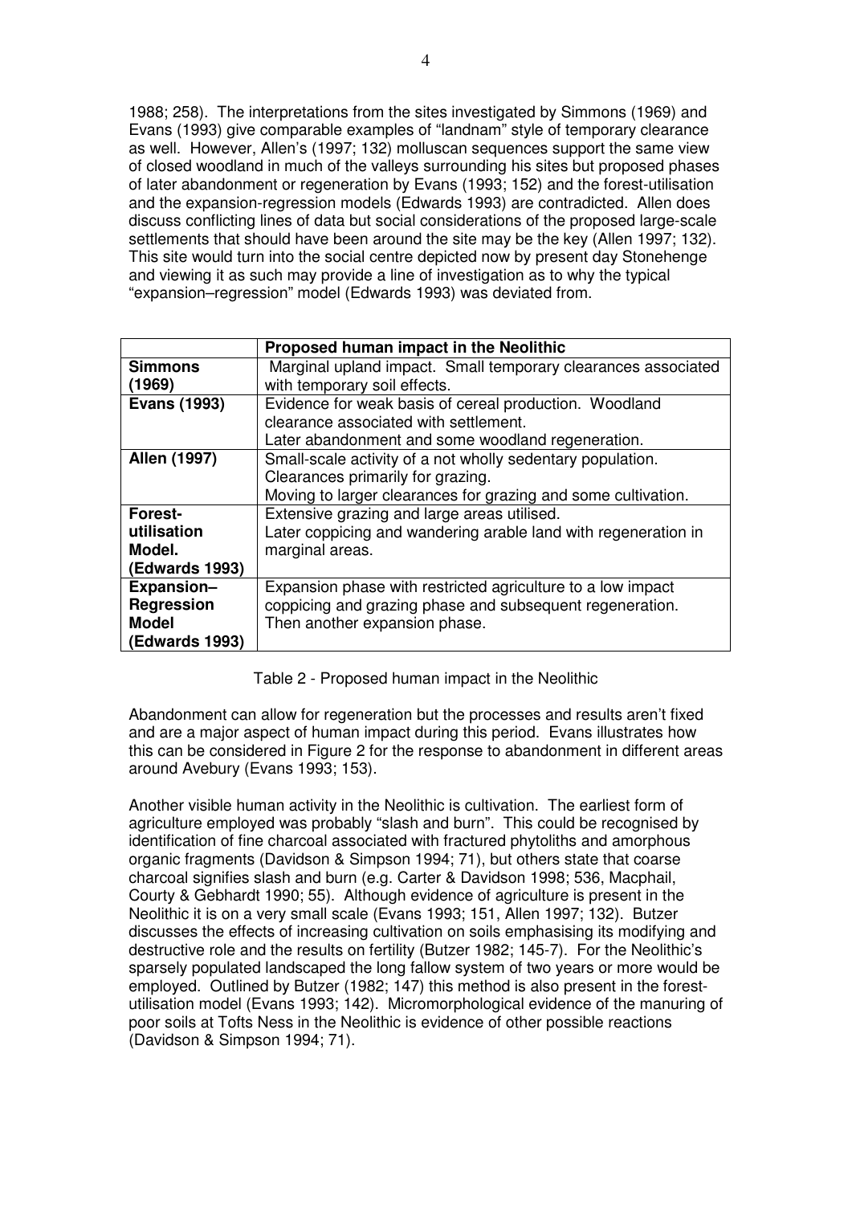1988; 258). The interpretations from the sites investigated by Simmons (1969) and Evans (1993) give comparable examples of "landnam" style of temporary clearance as well. However, Allen's (1997; 132) molluscan sequences support the same view of closed woodland in much of the valleys surrounding his sites but proposed phases of later abandonment or regeneration by Evans (1993; 152) and the forest-utilisation and the expansion-regression models (Edwards 1993) are contradicted. Allen does discuss conflicting lines of data but social considerations of the proposed large-scale settlements that should have been around the site may be the key (Allen 1997; 132). This site would turn into the social centre depicted now by present day Stonehenge and viewing it as such may provide a line of investigation as to why the typical "expansion–regression" model (Edwards 1993) was deviated from.

| | **Proposed human impact in the Neolithic** |
|---|---|
| **Simmons (1969)** | Marginal upland impact. Small temporary clearances associated with temporary soil effects. |
| **Evans (1993)** | Evidence for weak basis of cereal production. Woodland clearance associated with settlement. Later abandonment and some woodland regeneration. |
| **Allen (1997)** | Small-scale activity of a not wholly sedentary population. Clearances primarily for grazing. Moving to larger clearances for grazing and some cultivation. |
| **Forest-utilisation Model. (Edwards 1993)** | Extensive grazing and large areas utilised. Later coppicing and wandering arable land with regeneration in marginal areas. |
| **Expansion–Regression Model (Edwards 1993)** | Expansion phase with restricted agriculture to a low impact coppicing and grazing phase and subsequent regeneration. Then another expansion phase. |

Table 2 - Proposed human impact in the Neolithic

Abandonment can allow for regeneration but the processes and results aren't fixed and are a major aspect of human impact during this period. Evans illustrates how this can be considered in Figure 2 for the response to abandonment in different areas around Avebury (Evans 1993; 153).

Another visible human activity in the Neolithic is cultivation. The earliest form of agriculture employed was probably "slash and burn". This could be recognised by identification of fine charcoal associated with fractured phytoliths and amorphous organic fragments (Davidson & Simpson 1994; 71), but others state that coarse charcoal signifies slash and burn (e.g. Carter & Davidson 1998; 536, Macphail, Courty & Gebhardt 1990; 55). Although evidence of agriculture is present in the Neolithic it is on a very small scale (Evans 1993; 151, Allen 1997; 132). Butzer discusses the effects of increasing cultivation on soils emphasising its modifying and destructive role and the results on fertility (Butzer 1982; 145-7). For the Neolithic's sparsely populated landscaped the long fallow system of two years or more would be employed. Outlined by Butzer (1982; 147) this method is also present in the forest-utilisation model (Evans 1993; 142). Micromorphological evidence of the manuring of poor soils at Tofts Ness in the Neolithic is evidence of other possible reactions (Davidson & Simpson 1994; 71).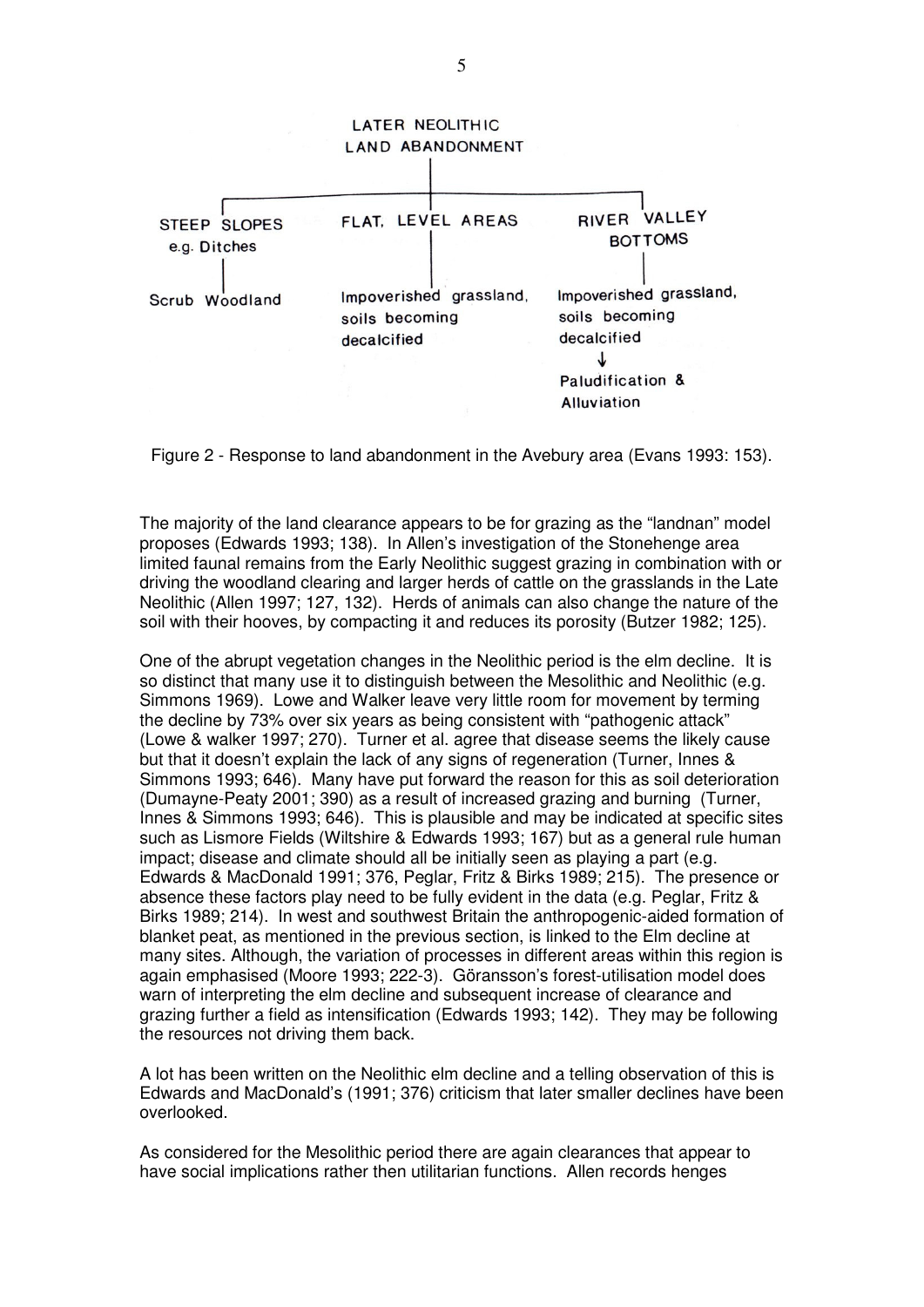LATER NEOLITHIC LAND ABANDONMENT

- STEEP SLOPES e.g. Ditches
  - Scrub Woodland
- FLAT, LEVEL AREAS
  - Impoverished grassland, soils becoming decalcified
- RIVER VALLEY BOTTOMS
  - Impoverished grassland, soils becoming decalcified
    - ↓ Paludification & Alluviation

Figure 2 - Response to land abandonment in the Avebury area (Evans 1993: 153).

The majority of the land clearance appears to be for grazing as the "landnan" model proposes (Edwards 1993; 138). In Allen's investigation of the Stonehenge area limited faunal remains from the Early Neolithic suggest grazing in combination with or driving the woodland clearing and larger herds of cattle on the grasslands in the Late Neolithic (Allen 1997; 127, 132). Herds of animals can also change the nature of the soil with their hooves, by compacting it and reduces its porosity (Butzer 1982; 125).

One of the abrupt vegetation changes in the Neolithic period is the elm decline. It is so distinct that many use it to distinguish between the Mesolithic and Neolithic (e.g. Simmons 1969). Lowe and Walker leave very little room for movement by terming the decline by 73% over six years as being consistent with "pathogenic attack" (Lowe & walker 1997; 270). Turner et al. agree that disease seems the likely cause but that it doesn't explain the lack of any signs of regeneration (Turner, Innes & Simmons 1993; 646). Many have put forward the reason for this as soil deterioration (Dumayne-Peaty 2001; 390) as a result of increased grazing and burning (Turner, Innes & Simmons 1993; 646). This is plausible and may be indicated at specific sites such as Lismore Fields (Wiltshire & Edwards 1993; 167) but as a general rule human impact; disease and climate should all be initially seen as playing a part (e.g. Edwards & MacDonald 1991; 376, Peglar, Fritz & Birks 1989; 215). The presence or absence these factors play need to be fully evident in the data (e.g. Peglar, Fritz & Birks 1989; 214). In west and southwest Britain the anthropogenic-aided formation of blanket peat, as mentioned in the previous section, is linked to the Elm decline at many sites. Although, the variation of processes in different areas within this region is again emphasised (Moore 1993; 222-3). Göransson's forest-utilisation model does warn of interpreting the elm decline and subsequent increase of clearance and grazing further a field as intensification (Edwards 1993; 142). They may be following the resources not driving them back.

A lot has been written on the Neolithic elm decline and a telling observation of this is Edwards and MacDonald's (1991; 376) criticism that later smaller declines have been overlooked.

As considered for the Mesolithic period there are again clearances that appear to have social implications rather then utilitarian functions. Allen records henges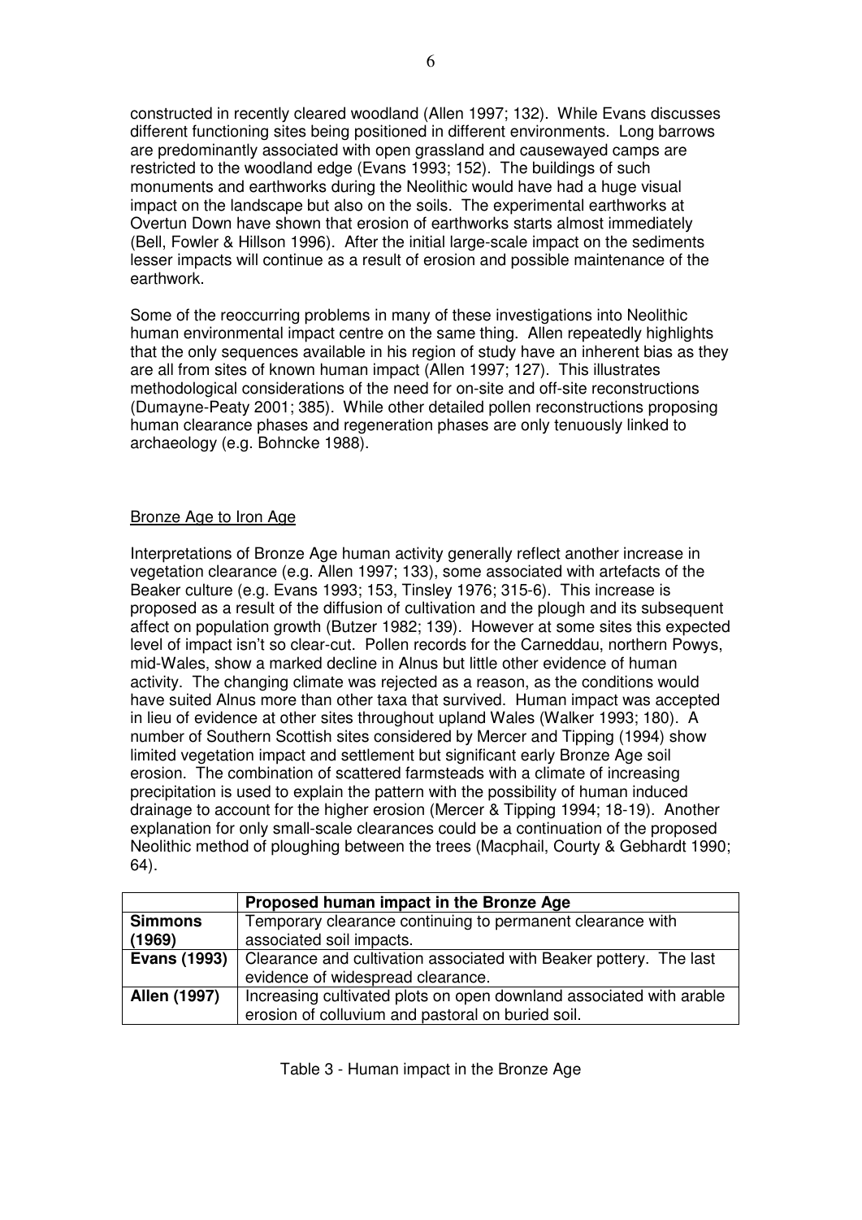constructed in recently cleared woodland (Allen 1997; 132). While Evans discusses different functioning sites being positioned in different environments. Long barrows are predominantly associated with open grassland and causewayed camps are restricted to the woodland edge (Evans 1993; 152). The buildings of such monuments and earthworks during the Neolithic would have had a huge visual impact on the landscape but also on the soils. The experimental earthworks at Overtun Down have shown that erosion of earthworks starts almost immediately (Bell, Fowler & Hillson 1996). After the initial large-scale impact on the sediments lesser impacts will continue as a result of erosion and possible maintenance of the earthwork.

Some of the reoccurring problems in many of these investigations into Neolithic human environmental impact centre on the same thing. Allen repeatedly highlights that the only sequences available in his region of study have an inherent bias as they are all from sites of known human impact (Allen 1997; 127). This illustrates methodological considerations of the need for on-site and off-site reconstructions (Dumayne-Peaty 2001; 385). While other detailed pollen reconstructions proposing human clearance phases and regeneration phases are only tenuously linked to archaeology (e.g. Bohncke 1988).

## Bronze Age to Iron Age

Interpretations of Bronze Age human activity generally reflect another increase in vegetation clearance (e.g. Allen 1997; 133), some associated with artefacts of the Beaker culture (e.g. Evans 1993; 153, Tinsley 1976; 315-6). This increase is proposed as a result of the diffusion of cultivation and the plough and its subsequent affect on population growth (Butzer 1982; 139). However at some sites this expected level of impact isn't so clear-cut. Pollen records for the Carneddau, northern Powys, mid-Wales, show a marked decline in Alnus but little other evidence of human activity. The changing climate was rejected as a reason, as the conditions would have suited Alnus more than other taxa that survived. Human impact was accepted in lieu of evidence at other sites throughout upland Wales (Walker 1993; 180). A number of Southern Scottish sites considered by Mercer and Tipping (1994) show limited vegetation impact and settlement but significant early Bronze Age soil erosion. The combination of scattered farmsteads with a climate of increasing precipitation is used to explain the pattern with the possibility of human induced drainage to account for the higher erosion (Mercer & Tipping 1994; 18-19). Another explanation for only small-scale clearances could be a continuation of the proposed Neolithic method of ploughing between the trees (Macphail, Courty & Gebhardt 1990; 64).

| | **Proposed human impact in the Bronze Age** |
|---|---|
| **Simmons (1969)** | Temporary clearance continuing to permanent clearance with associated soil impacts. |
| **Evans (1993)** | Clearance and cultivation associated with Beaker pottery. The last evidence of widespread clearance. |
| **Allen (1997)** | Increasing cultivated plots on open downland associated with arable erosion of colluvium and pastoral on buried soil. |

Table 3 - Human impact in the Bronze Age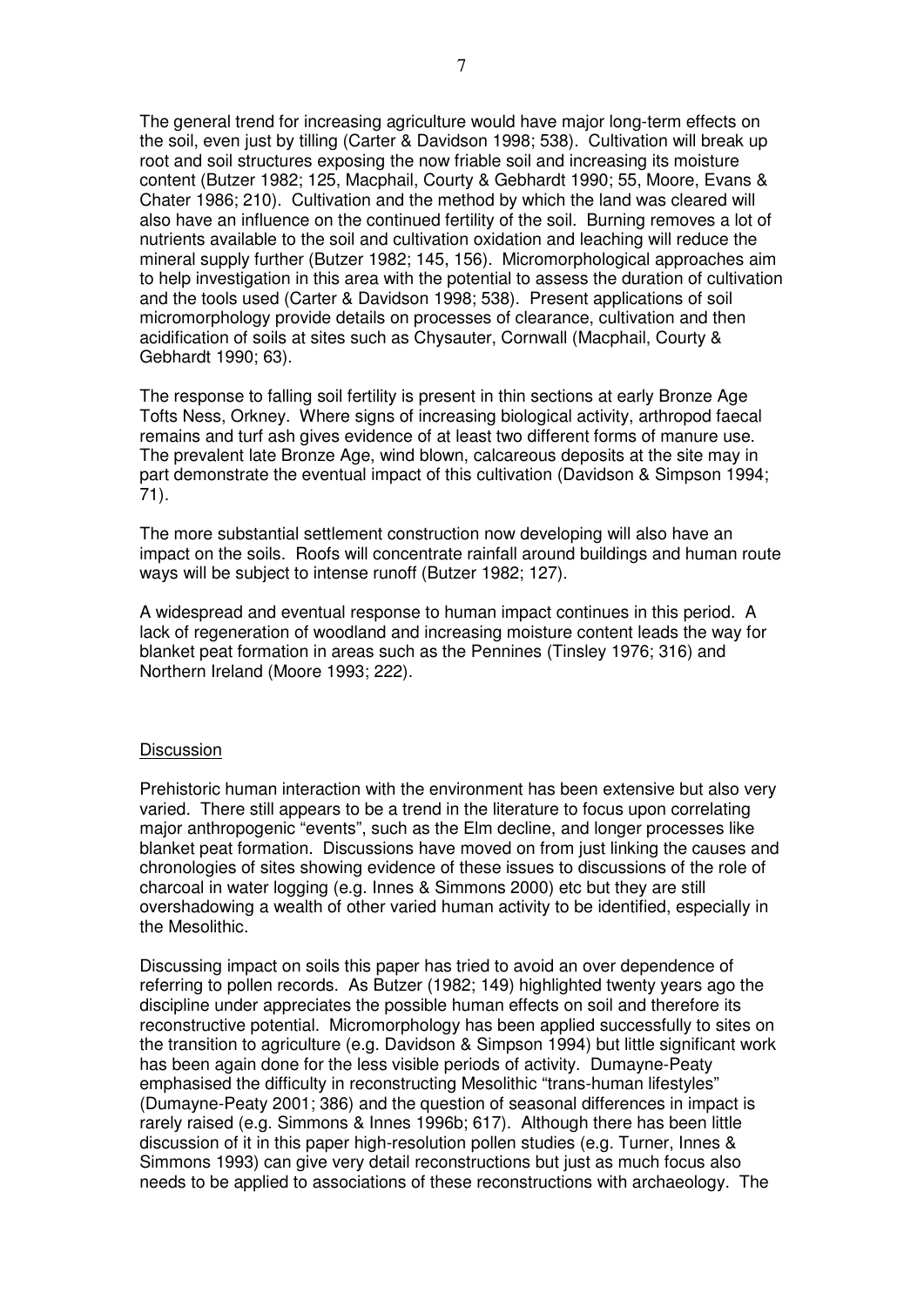The general trend for increasing agriculture would have major long-term effects on the soil, even just by tilling (Carter & Davidson 1998; 538). Cultivation will break up root and soil structures exposing the now friable soil and increasing its moisture content (Butzer 1982; 125, Macphail, Courty & Gebhardt 1990; 55, Moore, Evans & Chater 1986; 210). Cultivation and the method by which the land was cleared will also have an influence on the continued fertility of the soil. Burning removes a lot of nutrients available to the soil and cultivation oxidation and leaching will reduce the mineral supply further (Butzer 1982; 145, 156). Micromorphological approaches aim to help investigation in this area with the potential to assess the duration of cultivation and the tools used (Carter & Davidson 1998; 538). Present applications of soil micromorphology provide details on processes of clearance, cultivation and then acidification of soils at sites such as Chysauter, Cornwall (Macphail, Courty & Gebhardt 1990; 63).

The response to falling soil fertility is present in thin sections at early Bronze Age Tofts Ness, Orkney. Where signs of increasing biological activity, arthropod faecal remains and turf ash gives evidence of at least two different forms of manure use. The prevalent late Bronze Age, wind blown, calcareous deposits at the site may in part demonstrate the eventual impact of this cultivation (Davidson & Simpson 1994; 71).

The more substantial settlement construction now developing will also have an impact on the soils. Roofs will concentrate rainfall around buildings and human route ways will be subject to intense runoff (Butzer 1982; 127).

A widespread and eventual response to human impact continues in this period. A lack of regeneration of woodland and increasing moisture content leads the way for blanket peat formation in areas such as the Pennines (Tinsley 1976; 316) and Northern Ireland (Moore 1993; 222).

## Discussion

Prehistoric human interaction with the environment has been extensive but also very varied. There still appears to be a trend in the literature to focus upon correlating major anthropogenic "events", such as the Elm decline, and longer processes like blanket peat formation. Discussions have moved on from just linking the causes and chronologies of sites showing evidence of these issues to discussions of the role of charcoal in water logging (e.g. Innes & Simmons 2000) etc but they are still overshadowing a wealth of other varied human activity to be identified, especially in the Mesolithic.

Discussing impact on soils this paper has tried to avoid an over dependence of referring to pollen records. As Butzer (1982; 149) highlighted twenty years ago the discipline under appreciates the possible human effects on soil and therefore its reconstructive potential. Micromorphology has been applied successfully to sites on the transition to agriculture (e.g. Davidson & Simpson 1994) but little significant work has been again done for the less visible periods of activity. Dumayne-Peaty emphasised the difficulty in reconstructing Mesolithic "trans-human lifestyles" (Dumayne-Peaty 2001; 386) and the question of seasonal differences in impact is rarely raised (e.g. Simmons & Innes 1996b; 617). Although there has been little discussion of it in this paper high-resolution pollen studies (e.g. Turner, Innes & Simmons 1993) can give very detail reconstructions but just as much focus also needs to be applied to associations of these reconstructions with archaeology. The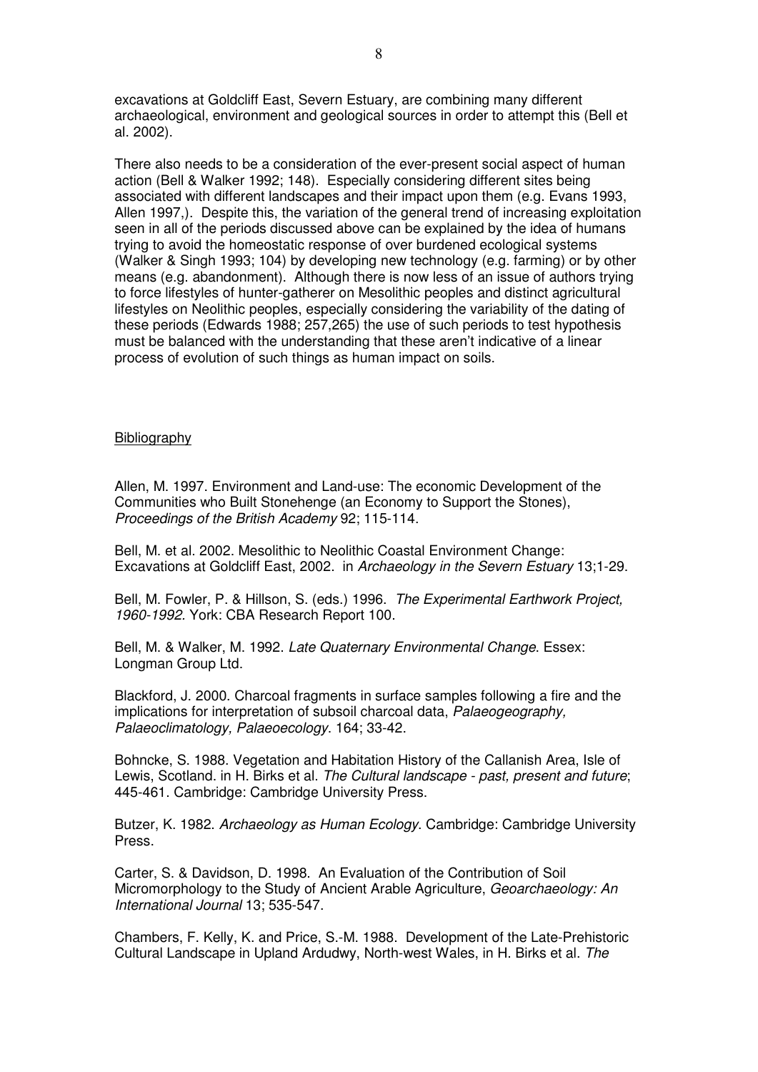excavations at Goldcliff East, Severn Estuary, are combining many different archaeological, environment and geological sources in order to attempt this (Bell et al. 2002).

There also needs to be a consideration of the ever-present social aspect of human action (Bell & Walker 1992; 148). Especially considering different sites being associated with different landscapes and their impact upon them (e.g. Evans 1993, Allen 1997,). Despite this, the variation of the general trend of increasing exploitation seen in all of the periods discussed above can be explained by the idea of humans trying to avoid the homeostatic response of over burdened ecological systems (Walker & Singh 1993; 104) by developing new technology (e.g. farming) or by other means (e.g. abandonment). Although there is now less of an issue of authors trying to force lifestyles of hunter-gatherer on Mesolithic peoples and distinct agricultural lifestyles on Neolithic peoples, especially considering the variability of the dating of these periods (Edwards 1988; 257,265) the use of such periods to test hypothesis must be balanced with the understanding that these aren't indicative of a linear process of evolution of such things as human impact on soils.

## Bibliography

Allen, M. 1997. Environment and Land-use: The economic Development of the Communities who Built Stonehenge (an Economy to Support the Stones), *Proceedings of the British Academy* 92; 115-114.

Bell, M. et al. 2002. Mesolithic to Neolithic Coastal Environment Change: Excavations at Goldcliff East, 2002. in *Archaeology in the Severn Estuary* 13;1-29.

Bell, M. Fowler, P. & Hillson, S. (eds.) 1996. *The Experimental Earthwork Project, 1960-1992*. York: CBA Research Report 100.

Bell, M. & Walker, M. 1992. *Late Quaternary Environmental Change*. Essex: Longman Group Ltd.

Blackford, J. 2000. Charcoal fragments in surface samples following a fire and the implications for interpretation of subsoil charcoal data, *Palaeogeography, Palaeoclimatology, Palaeoecology*. 164; 33-42.

Bohncke, S. 1988. Vegetation and Habitation History of the Callanish Area, Isle of Lewis, Scotland. in H. Birks et al. *The Cultural landscape - past, present and future*; 445-461. Cambridge: Cambridge University Press.

Butzer, K. 1982. *Archaeology as Human Ecology*. Cambridge: Cambridge University Press.

Carter, S. & Davidson, D. 1998. An Evaluation of the Contribution of Soil Micromorphology to the Study of Ancient Arable Agriculture, *Geoarchaeology: An International Journal* 13; 535-547.

Chambers, F. Kelly, K. and Price, S.-M. 1988. Development of the Late-Prehistoric Cultural Landscape in Upland Ardudwy, North-west Wales, in H. Birks et al. *The*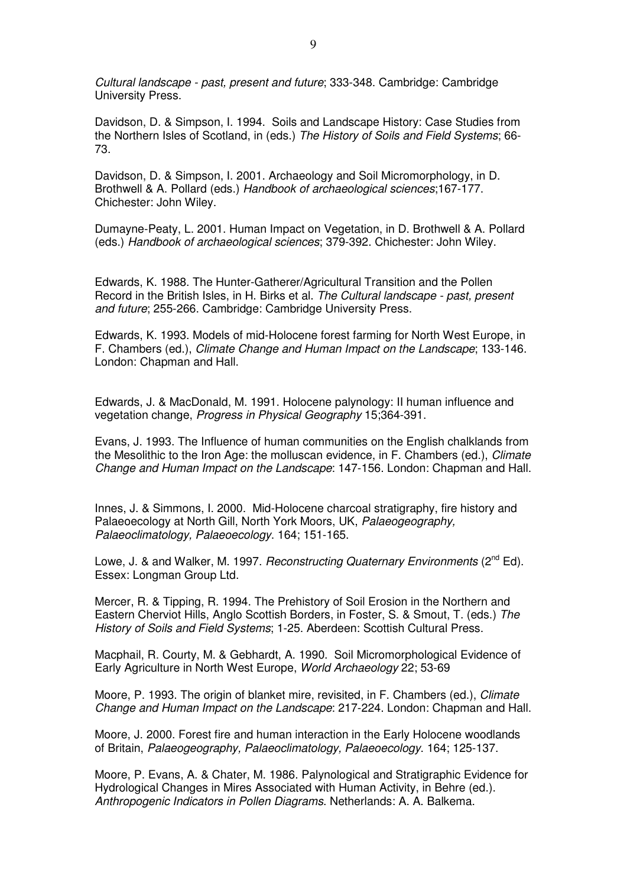*Cultural landscape - past, present and future*; 333-348. Cambridge: Cambridge University Press.

Davidson, D. & Simpson, I. 1994. Soils and Landscape History: Case Studies from the Northern Isles of Scotland, in (eds.) *The History of Soils and Field Systems*; 66-73.

Davidson, D. & Simpson, I. 2001. Archaeology and Soil Micromorphology, in D. Brothwell & A. Pollard (eds.) *Handbook of archaeological sciences*;167-177. Chichester: John Wiley.

Dumayne-Peaty, L. 2001. Human Impact on Vegetation, in D. Brothwell & A. Pollard (eds.) *Handbook of archaeological sciences*; 379-392. Chichester: John Wiley.

Edwards, K. 1988. The Hunter-Gatherer/Agricultural Transition and the Pollen Record in the British Isles, in H. Birks et al. *The Cultural landscape - past, present and future*; 255-266. Cambridge: Cambridge University Press.

Edwards, K. 1993. Models of mid-Holocene forest farming for North West Europe, in F. Chambers (ed.), *Climate Change and Human Impact on the Landscape*; 133-146. London: Chapman and Hall.

Edwards, J. & MacDonald, M. 1991. Holocene palynology: II human influence and vegetation change, *Progress in Physical Geography* 15;364-391.

Evans, J. 1993. The Influence of human communities on the English chalklands from the Mesolithic to the Iron Age: the molluscan evidence, in F. Chambers (ed.), *Climate Change and Human Impact on the Landscape*: 147-156. London: Chapman and Hall.

Innes, J. & Simmons, I. 2000. Mid-Holocene charcoal stratigraphy, fire history and Palaeoecology at North Gill, North York Moors, UK, *Palaeogeography, Palaeoclimatology, Palaeoecology*. 164; 151-165.

Lowe, J. & and Walker, M. 1997. *Reconstructing Quaternary Environments* (2nd Ed). Essex: Longman Group Ltd.

Mercer, R. & Tipping, R. 1994. The Prehistory of Soil Erosion in the Northern and Eastern Cherviot Hills, Anglo Scottish Borders, in Foster, S. & Smout, T. (eds.) *The History of Soils and Field Systems*; 1-25. Aberdeen: Scottish Cultural Press.

Macphail, R. Courty, M. & Gebhardt, A. 1990. Soil Micromorphological Evidence of Early Agriculture in North West Europe, *World Archaeology* 22; 53-69

Moore, P. 1993. The origin of blanket mire, revisited, in F. Chambers (ed.), *Climate Change and Human Impact on the Landscape*: 217-224. London: Chapman and Hall.

Moore, J. 2000. Forest fire and human interaction in the Early Holocene woodlands of Britain, *Palaeogeography, Palaeoclimatology, Palaeoecology*. 164; 125-137.

Moore, P. Evans, A. & Chater, M. 1986. Palynological and Stratigraphic Evidence for Hydrological Changes in Mires Associated with Human Activity, in Behre (ed.). *Anthropogenic Indicators in Pollen Diagrams*. Netherlands: A. A. Balkema.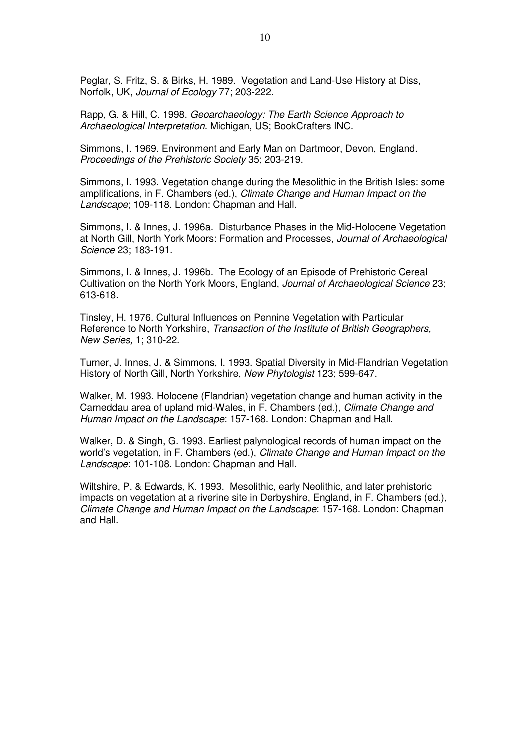Peglar, S. Fritz, S. & Birks, H. 1989. Vegetation and Land-Use History at Diss, Norfolk, UK, *Journal of Ecology* 77; 203-222.

Rapp, G. & Hill, C. 1998. *Geoarchaeology: The Earth Science Approach to Archaeological Interpretation*. Michigan, US; BookCrafters INC.

Simmons, I. 1969. Environment and Early Man on Dartmoor, Devon, England. *Proceedings of the Prehistoric Society* 35; 203-219.

Simmons, I. 1993. Vegetation change during the Mesolithic in the British Isles: some amplifications, in F. Chambers (ed.), *Climate Change and Human Impact on the Landscape*; 109-118. London: Chapman and Hall.

Simmons, I. & Innes, J. 1996a. Disturbance Phases in the Mid-Holocene Vegetation at North Gill, North York Moors: Formation and Processes, *Journal of Archaeological Science* 23; 183-191.

Simmons, I. & Innes, J. 1996b. The Ecology of an Episode of Prehistoric Cereal Cultivation on the North York Moors, England, *Journal of Archaeological Science* 23; 613-618.

Tinsley, H. 1976. Cultural Influences on Pennine Vegetation with Particular Reference to North Yorkshire, *Transaction of the Institute of British Geographers, New Series,* 1; 310-22.

Turner, J. Innes, J. & Simmons, I. 1993. Spatial Diversity in Mid-Flandrian Vegetation History of North Gill, North Yorkshire, *New Phytologist* 123; 599-647.

Walker, M. 1993. Holocene (Flandrian) vegetation change and human activity in the Carneddau area of upland mid-Wales, in F. Chambers (ed.), *Climate Change and Human Impact on the Landscape*: 157-168. London: Chapman and Hall.

Walker, D. & Singh, G. 1993. Earliest palynological records of human impact on the world's vegetation, in F. Chambers (ed.), *Climate Change and Human Impact on the Landscape*: 101-108. London: Chapman and Hall.

Wiltshire, P. & Edwards, K. 1993. Mesolithic, early Neolithic, and later prehistoric impacts on vegetation at a riverine site in Derbyshire, England, in F. Chambers (ed.), *Climate Change and Human Impact on the Landscape*: 157-168. London: Chapman and Hall.